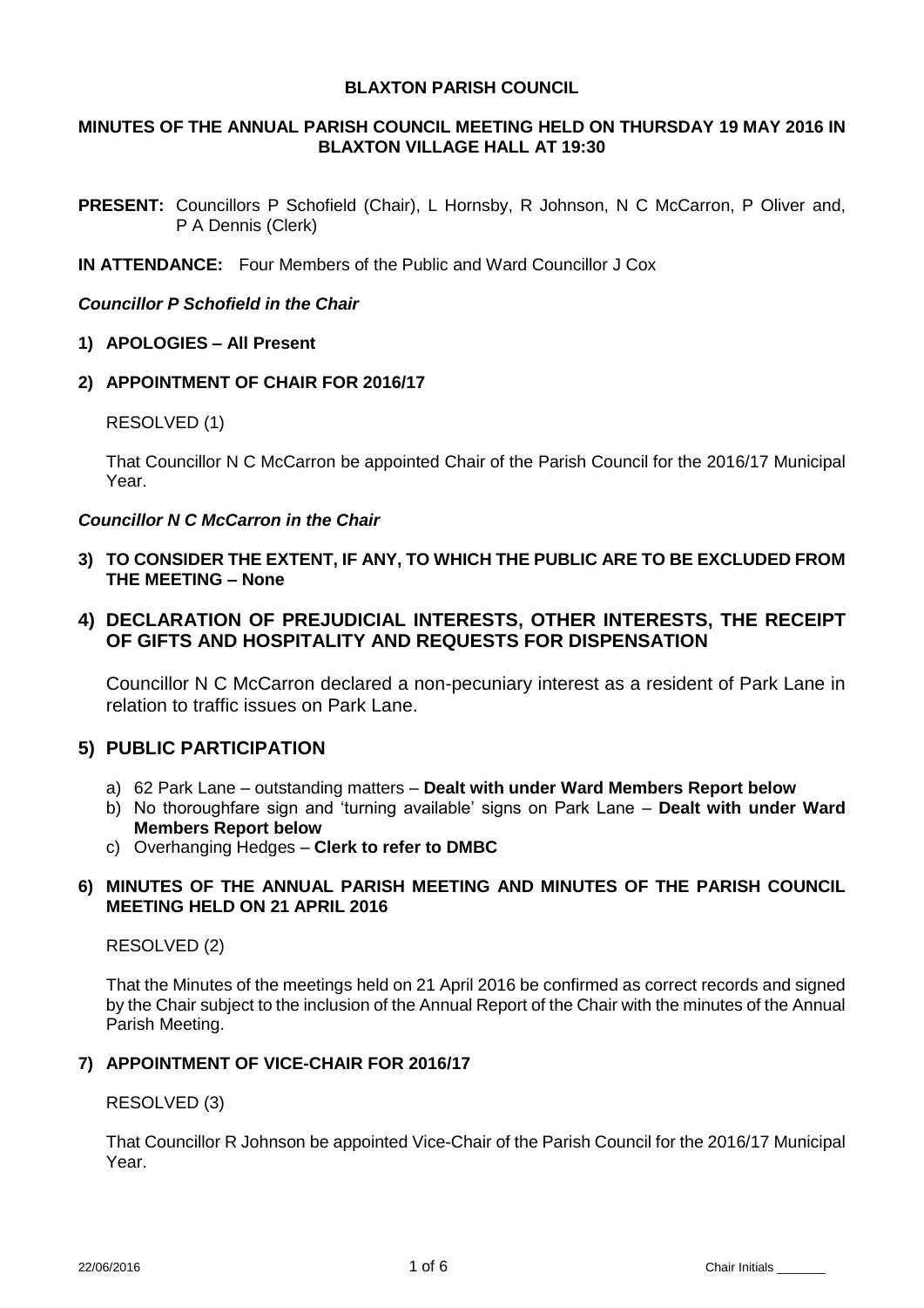# BLAXTON PARISH COUNCIL

## MINUTES OF THE ANNUAL PARISH COUNCIL MEETING HELD ON THURSDAY 19 MAY 2016 IN BLAXTON VILLAGE HALL AT 19:30

**PRESENT:** Councillors P Schofield (Chair), L Hornsby, R Johnson, N C McCarron, P Oliver and, P A Dennis (Clerk)

**IN ATTENDANCE:** Four Members of the Public and Ward Councillor J Cox

***Councillor P Schofield in the Chair***

### 1) APOLOGIES – All Present

### 2) APPOINTMENT OF CHAIR FOR 2016/17

RESOLVED (1)

That Councillor N C McCarron be appointed Chair of the Parish Council for the 2016/17 Municipal Year.

***Councillor N C McCarron in the Chair***

### 3) TO CONSIDER THE EXTENT, IF ANY, TO WHICH THE PUBLIC ARE TO BE EXCLUDED FROM THE MEETING – None

### 4) DECLARATION OF PREJUDICIAL INTERESTS, OTHER INTERESTS, THE RECEIPT OF GIFTS AND HOSPITALITY AND REQUESTS FOR DISPENSATION

Councillor N C McCarron declared a non-pecuniary interest as a resident of Park Lane in relation to traffic issues on Park Lane.

### 5) PUBLIC PARTICIPATION

a) 62 Park Lane – outstanding matters – **Dealt with under Ward Members Report below**
b) No thoroughfare sign and 'turning available' signs on Park Lane – **Dealt with under Ward Members Report below**
c) Overhanging Hedges – **Clerk to refer to DMBC**

### 6) MINUTES OF THE ANNUAL PARISH MEETING AND MINUTES OF THE PARISH COUNCIL MEETING HELD ON 21 APRIL 2016

RESOLVED (2)

That the Minutes of the meetings held on 21 April 2016 be confirmed as correct records and signed by the Chair subject to the inclusion of the Annual Report of the Chair with the minutes of the Annual Parish Meeting.

### 7) APPOINTMENT OF VICE-CHAIR FOR 2016/17

RESOLVED (3)

That Councillor R Johnson be appointed Vice-Chair of the Parish Council for the 2016/17 Municipal Year.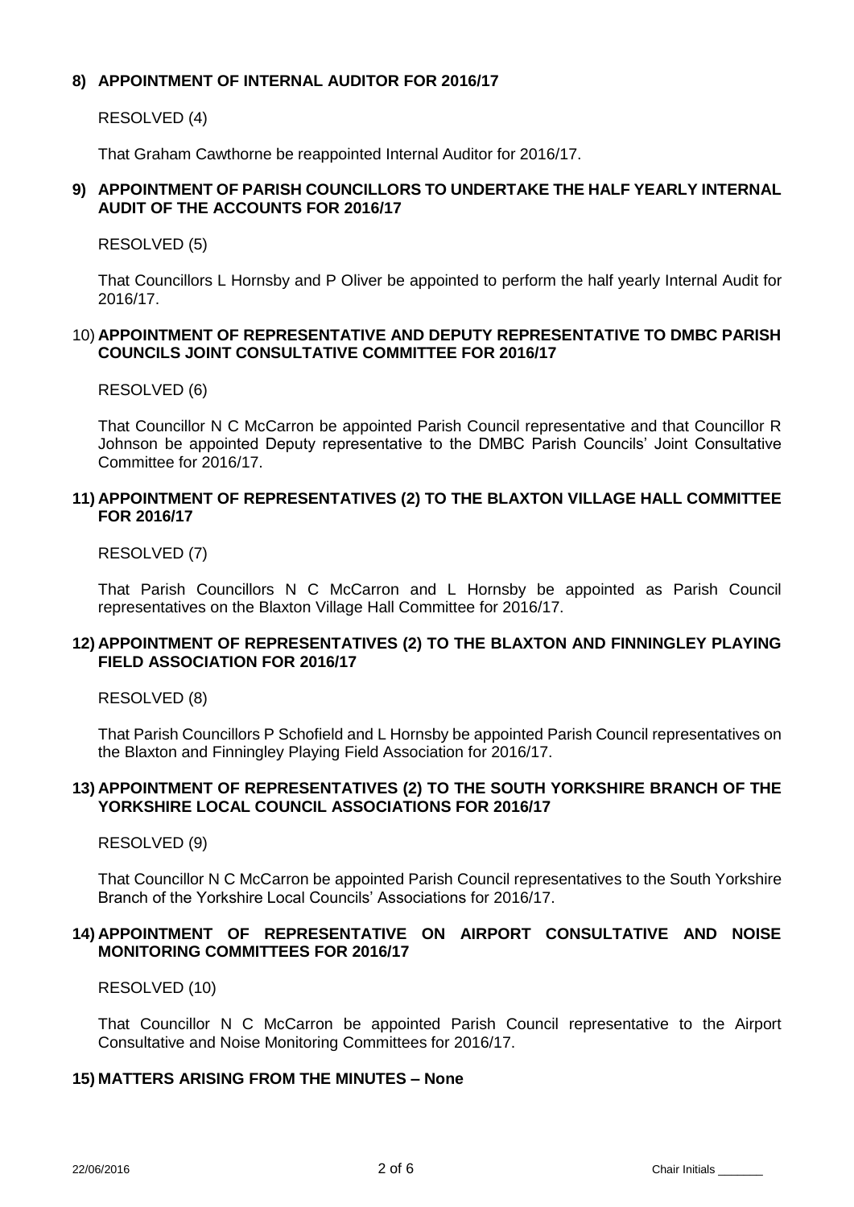**8) APPOINTMENT OF INTERNAL AUDITOR FOR 2016/17**

RESOLVED (4)

That Graham Cawthorne be reappointed Internal Auditor for 2016/17.

**9) APPOINTMENT OF PARISH COUNCILLORS TO UNDERTAKE THE HALF YEARLY INTERNAL AUDIT OF THE ACCOUNTS FOR 2016/17**

RESOLVED (5)

That Councillors L Hornsby and P Oliver be appointed to perform the half yearly Internal Audit for 2016/17.

10) **APPOINTMENT OF REPRESENTATIVE AND DEPUTY REPRESENTATIVE TO DMBC PARISH COUNCILS JOINT CONSULTATIVE COMMITTEE FOR 2016/17**

RESOLVED (6)

That Councillor N C McCarron be appointed Parish Council representative and that Councillor R Johnson be appointed Deputy representative to the DMBC Parish Councils' Joint Consultative Committee for 2016/17.

**11) APPOINTMENT OF REPRESENTATIVES (2) TO THE BLAXTON VILLAGE HALL COMMITTEE FOR 2016/17**

RESOLVED (7)

That Parish Councillors N C McCarron and L Hornsby be appointed as Parish Council representatives on the Blaxton Village Hall Committee for 2016/17.

**12) APPOINTMENT OF REPRESENTATIVES (2) TO THE BLAXTON AND FINNINGLEY PLAYING FIELD ASSOCIATION FOR 2016/17**

RESOLVED (8)

That Parish Councillors P Schofield and L Hornsby be appointed Parish Council representatives on the Blaxton and Finningley Playing Field Association for 2016/17.

**13) APPOINTMENT OF REPRESENTATIVES (2) TO THE SOUTH YORKSHIRE BRANCH OF THE YORKSHIRE LOCAL COUNCIL ASSOCIATIONS FOR 2016/17**

RESOLVED (9)

That Councillor N C McCarron be appointed Parish Council representatives to the South Yorkshire Branch of the Yorkshire Local Councils' Associations for 2016/17.

**14) APPOINTMENT OF REPRESENTATIVE ON AIRPORT CONSULTATIVE AND NOISE MONITORING COMMITTEES FOR 2016/17**

RESOLVED (10)

That Councillor N C McCarron be appointed Parish Council representative to the Airport Consultative and Noise Monitoring Committees for 2016/17.

**15) MATTERS ARISING FROM THE MINUTES – None**

Chair Initials _______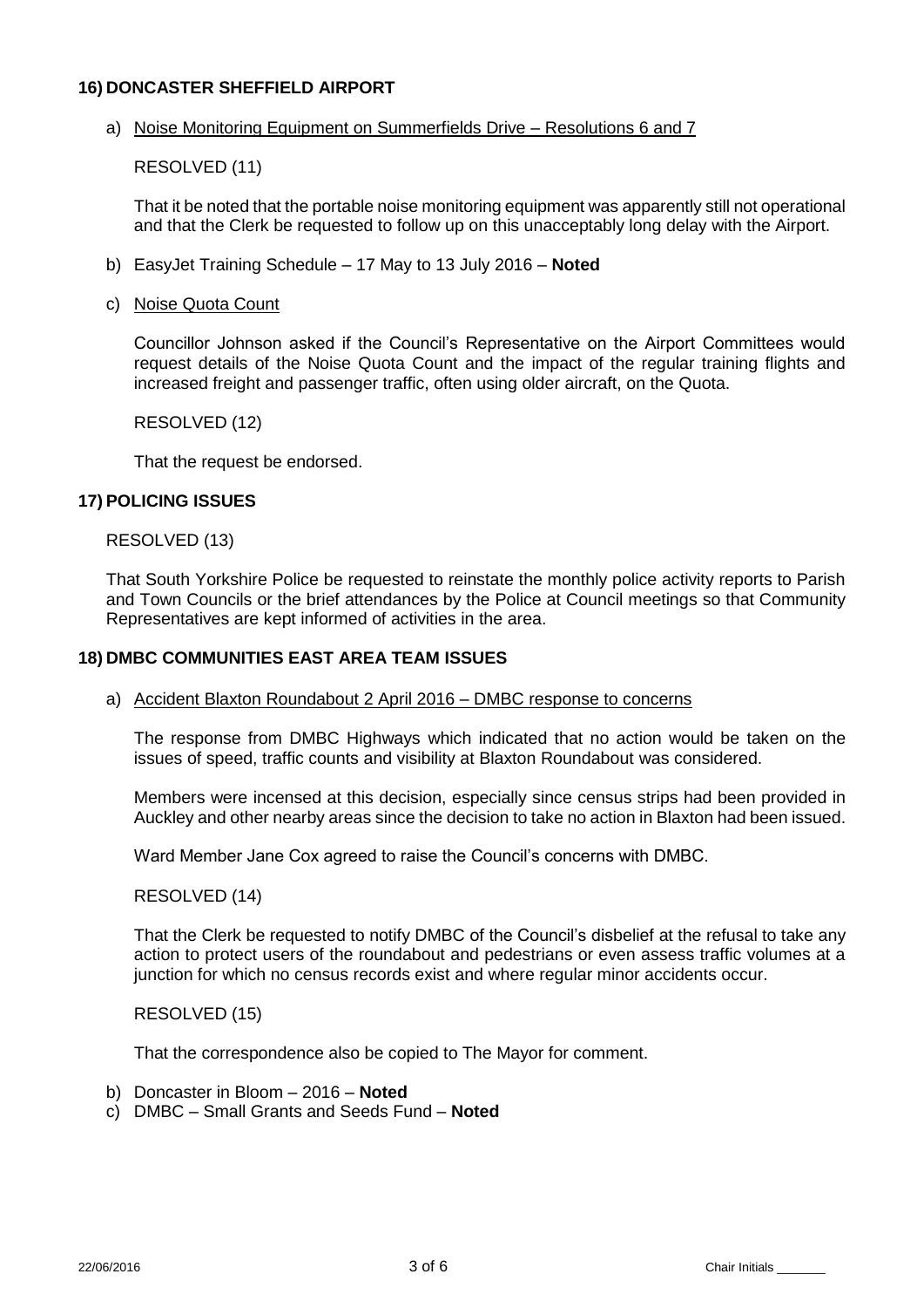## 16) DONCASTER SHEFFIELD AIRPORT

a) Noise Monitoring Equipment on Summerfields Drive – Resolutions 6 and 7

RESOLVED (11)

That it be noted that the portable noise monitoring equipment was apparently still not operational and that the Clerk be requested to follow up on this unacceptably long delay with the Airport.

b) EasyJet Training Schedule – 17 May to 13 July 2016 – **Noted**

c) Noise Quota Count

Councillor Johnson asked if the Council's Representative on the Airport Committees would request details of the Noise Quota Count and the impact of the regular training flights and increased freight and passenger traffic, often using older aircraft, on the Quota.

RESOLVED (12)

That the request be endorsed.

## 17) POLICING ISSUES

RESOLVED (13)

That South Yorkshire Police be requested to reinstate the monthly police activity reports to Parish and Town Councils or the brief attendances by the Police at Council meetings so that Community Representatives are kept informed of activities in the area.

## 18) DMBC COMMUNITIES EAST AREA TEAM ISSUES

a) Accident Blaxton Roundabout 2 April 2016 – DMBC response to concerns

The response from DMBC Highways which indicated that no action would be taken on the issues of speed, traffic counts and visibility at Blaxton Roundabout was considered.

Members were incensed at this decision, especially since census strips had been provided in Auckley and other nearby areas since the decision to take no action in Blaxton had been issued.

Ward Member Jane Cox agreed to raise the Council's concerns with DMBC.

RESOLVED (14)

That the Clerk be requested to notify DMBC of the Council's disbelief at the refusal to take any action to protect users of the roundabout and pedestrians or even assess traffic volumes at a junction for which no census records exist and where regular minor accidents occur.

RESOLVED (15)

That the correspondence also be copied to The Mayor for comment.

b) Doncaster in Bloom – 2016 – **Noted**

c) DMBC – Small Grants and Seeds Fund – **Noted**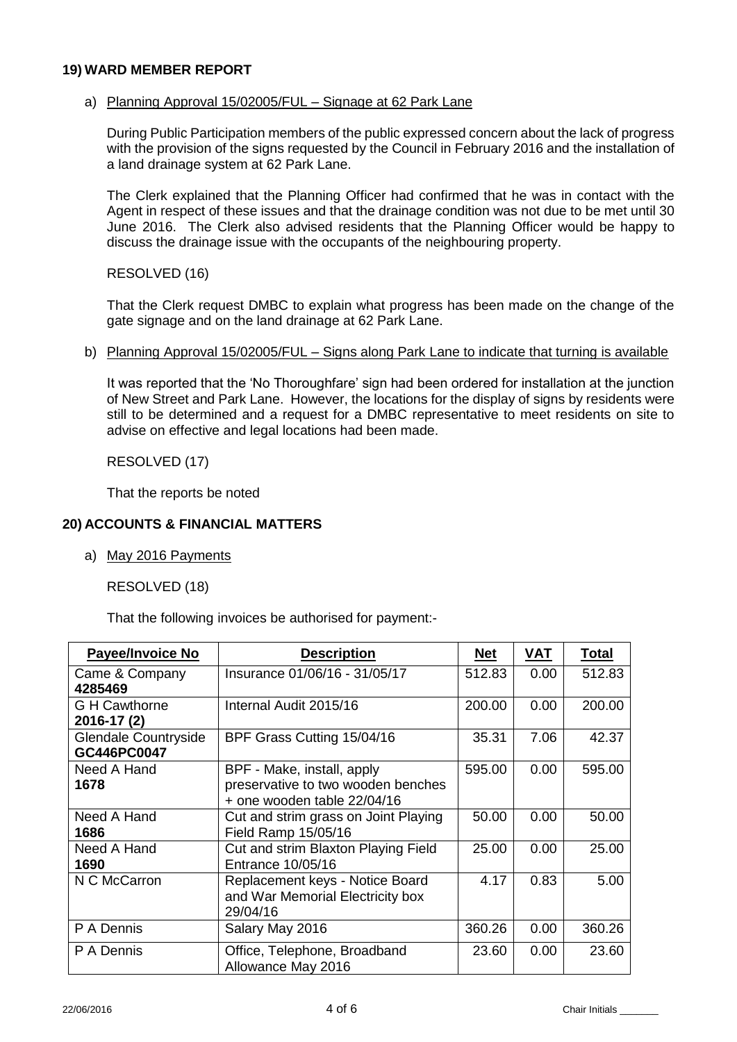## 19) WARD MEMBER REPORT

a) Planning Approval 15/02005/FUL – Signage at 62 Park Lane

During Public Participation members of the public expressed concern about the lack of progress with the provision of the signs requested by the Council in February 2016 and the installation of a land drainage system at 62 Park Lane.

The Clerk explained that the Planning Officer had confirmed that he was in contact with the Agent in respect of these issues and that the drainage condition was not due to be met until 30 June 2016. The Clerk also advised residents that the Planning Officer would be happy to discuss the drainage issue with the occupants of the neighbouring property.

RESOLVED (16)

That the Clerk request DMBC to explain what progress has been made on the change of the gate signage and on the land drainage at 62 Park Lane.

b) Planning Approval 15/02005/FUL – Signs along Park Lane to indicate that turning is available

It was reported that the 'No Thoroughfare' sign had been ordered for installation at the junction of New Street and Park Lane. However, the locations for the display of signs by residents were still to be determined and a request for a DMBC representative to meet residents on site to advise on effective and legal locations had been made.

RESOLVED (17)

That the reports be noted

## 20) ACCOUNTS & FINANCIAL MATTERS

a) May 2016 Payments

RESOLVED (18)

That the following invoices be authorised for payment:-

| Payee/Invoice No | Description | Net | VAT | Total |
|---|---|---|---|---|
| Came & Company **4285469** | Insurance 01/06/16 - 31/05/17 | 512.83 | 0.00 | 512.83 |
| G H Cawthorne **2016-17 (2)** | Internal Audit 2015/16 | 200.00 | 0.00 | 200.00 |
| Glendale Countryside **GC446PC0047** | BPF Grass Cutting 15/04/16 | 35.31 | 7.06 | 42.37 |
| Need A Hand **1678** | BPF - Make, install, apply preservative to two wooden benches + one wooden table 22/04/16 | 595.00 | 0.00 | 595.00 |
| Need A Hand **1686** | Cut and strim grass on Joint Playing Field Ramp 15/05/16 | 50.00 | 0.00 | 50.00 |
| Need A Hand **1690** | Cut and strim Blaxton Playing Field Entrance 10/05/16 | 25.00 | 0.00 | 25.00 |
| N C McCarron | Replacement keys - Notice Board and War Memorial Electricity box 29/04/16 | 4.17 | 0.83 | 5.00 |
| P A Dennis | Salary May 2016 | 360.26 | 0.00 | 360.26 |
| P A Dennis | Office, Telephone, Broadband Allowance May 2016 | 23.60 | 0.00 | 23.60 |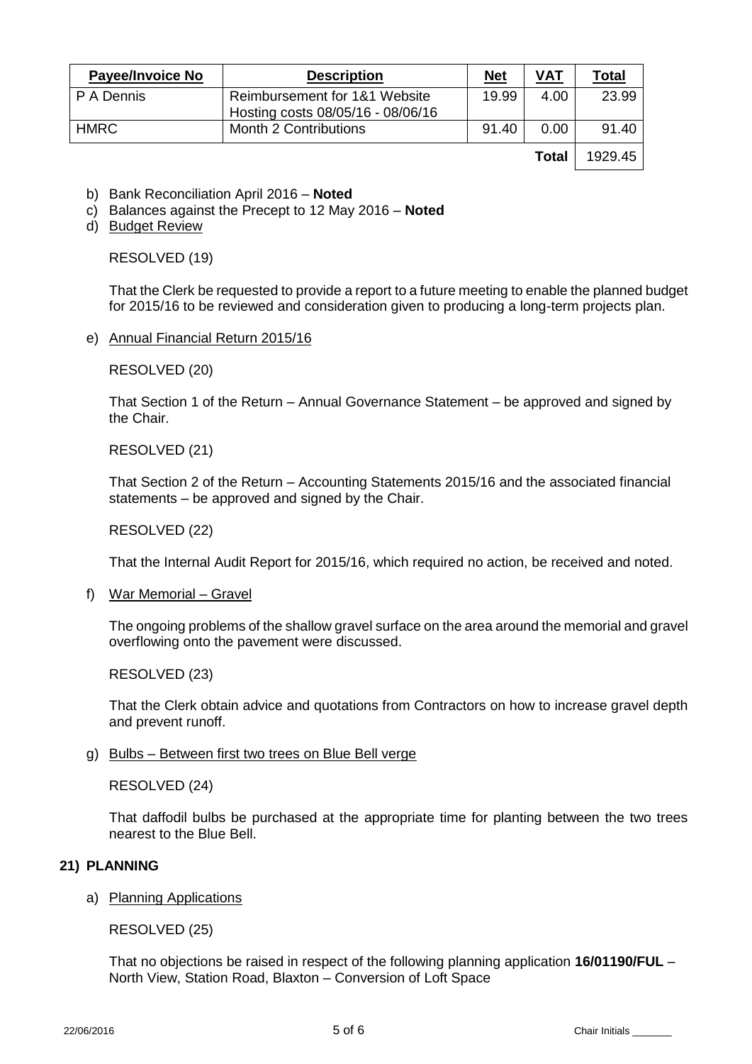| Payee/Invoice No | Description | Net | VAT | Total |
|---|---|---|---|---|
| P A Dennis | Reimbursement for 1&1 Website Hosting costs 08/05/16 - 08/06/16 | 19.99 | 4.00 | 23.99 |
| HMRC | Month 2 Contributions | 91.40 | 0.00 | 91.40 |
| | | | **Total** | 1929.45 |

b) Bank Reconciliation April 2016 – **Noted**

c) Balances against the Precept to 12 May 2016 – **Noted**

d) Budget Review

RESOLVED (19)

That the Clerk be requested to provide a report to a future meeting to enable the planned budget for 2015/16 to be reviewed and consideration given to producing a long-term projects plan.

e) Annual Financial Return 2015/16

RESOLVED (20)

That Section 1 of the Return – Annual Governance Statement – be approved and signed by the Chair.

RESOLVED (21)

That Section 2 of the Return – Accounting Statements 2015/16 and the associated financial statements – be approved and signed by the Chair.

RESOLVED (22)

That the Internal Audit Report for 2015/16, which required no action, be received and noted.

f) War Memorial – Gravel

The ongoing problems of the shallow gravel surface on the area around the memorial and gravel overflowing onto the pavement were discussed.

RESOLVED (23)

That the Clerk obtain advice and quotations from Contractors on how to increase gravel depth and prevent runoff.

g) Bulbs – Between first two trees on Blue Bell verge

RESOLVED (24)

That daffodil bulbs be purchased at the appropriate time for planting between the two trees nearest to the Blue Bell.

## 21) PLANNING

a) Planning Applications

RESOLVED (25)

That no objections be raised in respect of the following planning application **16/01190/FUL** – North View, Station Road, Blaxton – Conversion of Loft Space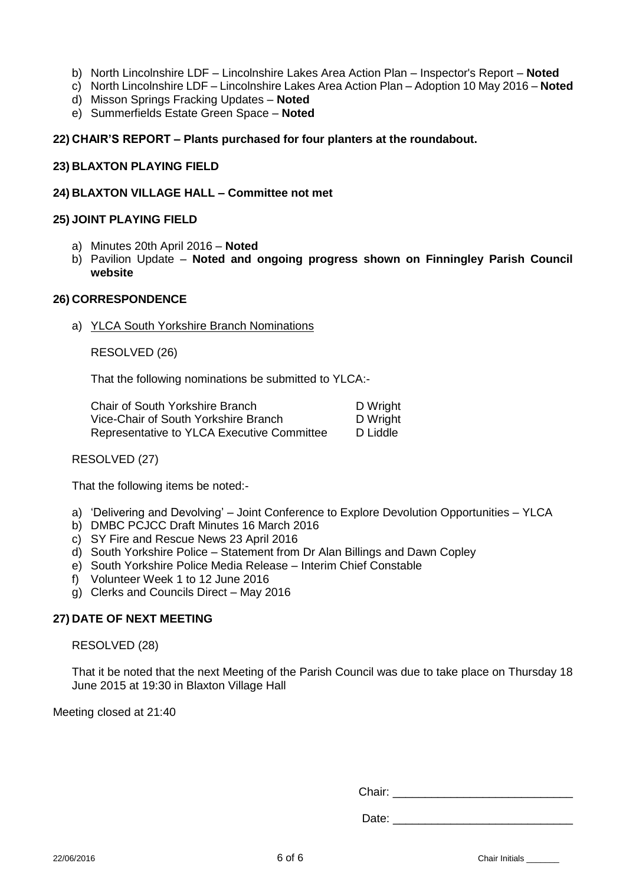b) North Lincolnshire LDF – Lincolnshire Lakes Area Action Plan – Inspector's Report – **Noted**
c) North Lincolnshire LDF – Lincolnshire Lakes Area Action Plan – Adoption 10 May 2016 – **Noted**
d) Misson Springs Fracking Updates – **Noted**
e) Summerfields Estate Green Space – **Noted**

**22) CHAIR'S REPORT – Plants purchased for four planters at the roundabout.**

**23) BLAXTON PLAYING FIELD**

**24) BLAXTON VILLAGE HALL – Committee not met**

**25) JOINT PLAYING FIELD**

a) Minutes 20th April 2016 – **Noted**
b) Pavilion Update – **Noted and ongoing progress shown on Finningley Parish Council website**

**26) CORRESPONDENCE**

a) YLCA South Yorkshire Branch Nominations

RESOLVED (26)

That the following nominations be submitted to YLCA:-

| | |
|---|---|
| Chair of South Yorkshire Branch | D Wright |
| Vice-Chair of South Yorkshire Branch | D Wright |
| Representative to YLCA Executive Committee | D Liddle |

RESOLVED (27)

That the following items be noted:-

a) 'Delivering and Devolving' – Joint Conference to Explore Devolution Opportunities – YLCA
b) DMBC PCJCC Draft Minutes 16 March 2016
c) SY Fire and Rescue News 23 April 2016
d) South Yorkshire Police – Statement from Dr Alan Billings and Dawn Copley
e) South Yorkshire Police Media Release – Interim Chief Constable
f) Volunteer Week 1 to 12 June 2016
g) Clerks and Councils Direct – May 2016

**27) DATE OF NEXT MEETING**

RESOLVED (28)

That it be noted that the next Meeting of the Parish Council was due to take place on Thursday 18 June 2015 at 19:30 in Blaxton Village Hall

Meeting closed at 21:40

Chair: ____________________________

Date: ____________________________

22/06/2016

Chair Initials _______